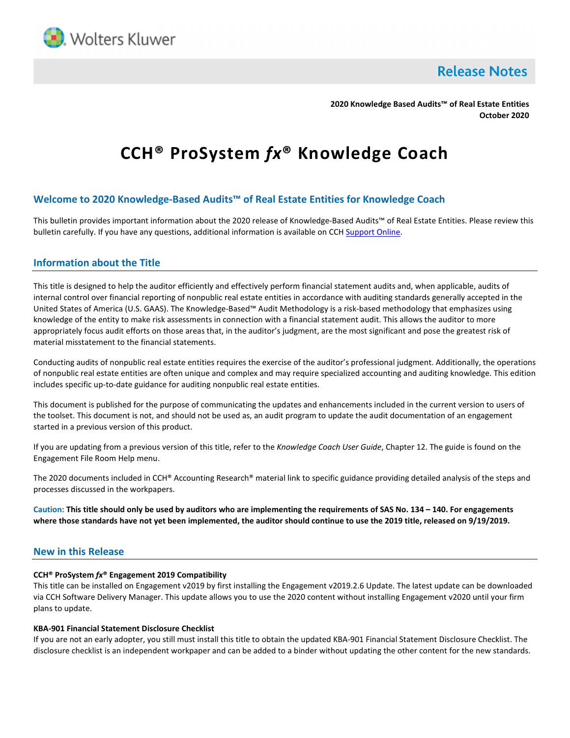Wolters Kluwer

# Release Notes

**2020 Knowledge Based Audits™ of Real Estate Entities**
**October 2020**

# CCH® ProSystem *fx*® Knowledge Coach

## Welcome to 2020 Knowledge-Based Audits™ of Real Estate Entities for Knowledge Coach

This bulletin provides important information about the 2020 release of Knowledge-Based Audits™ of Real Estate Entities. Please review this bulletin carefully. If you have any questions, additional information is available on CCH Support Online.

## Information about the Title

This title is designed to help the auditor efficiently and effectively perform financial statement audits and, when applicable, audits of internal control over financial reporting of nonpublic real estate entities in accordance with auditing standards generally accepted in the United States of America (U.S. GAAS). The Knowledge-Based™ Audit Methodology is a risk-based methodology that emphasizes using knowledge of the entity to make risk assessments in connection with a financial statement audit. This allows the auditor to more appropriately focus audit efforts on those areas that, in the auditor's judgment, are the most significant and pose the greatest risk of material misstatement to the financial statements.

Conducting audits of nonpublic real estate entities requires the exercise of the auditor's professional judgment. Additionally, the operations of nonpublic real estate entities are often unique and complex and may require specialized accounting and auditing knowledge. This edition includes specific up-to-date guidance for auditing nonpublic real estate entities.

This document is published for the purpose of communicating the updates and enhancements included in the current version to users of the toolset. This document is not, and should not be used as, an audit program to update the audit documentation of an engagement started in a previous version of this product.

If you are updating from a previous version of this title, refer to the *Knowledge Coach User Guide*, Chapter 12. The guide is found on the Engagement File Room Help menu.

The 2020 documents included in CCH® Accounting Research® material link to specific guidance providing detailed analysis of the steps and processes discussed in the workpapers.

**Caution: This title should only be used by auditors who are implementing the requirements of SAS No. 134 – 140. For engagements where those standards have not yet been implemented, the auditor should continue to use the 2019 title, released on 9/19/2019.**

## New in this Release

**CCH® ProSystem *fx*® Engagement 2019 Compatibility**
This title can be installed on Engagement v2019 by first installing the Engagement v2019.2.6 Update. The latest update can be downloaded via CCH Software Delivery Manager. This update allows you to use the 2020 content without installing Engagement v2020 until your firm plans to update.

**KBA-901 Financial Statement Disclosure Checklist**
If you are not an early adopter, you still must install this title to obtain the updated KBA-901 Financial Statement Disclosure Checklist. The disclosure checklist is an independent workpaper and can be added to a binder without updating the other content for the new standards.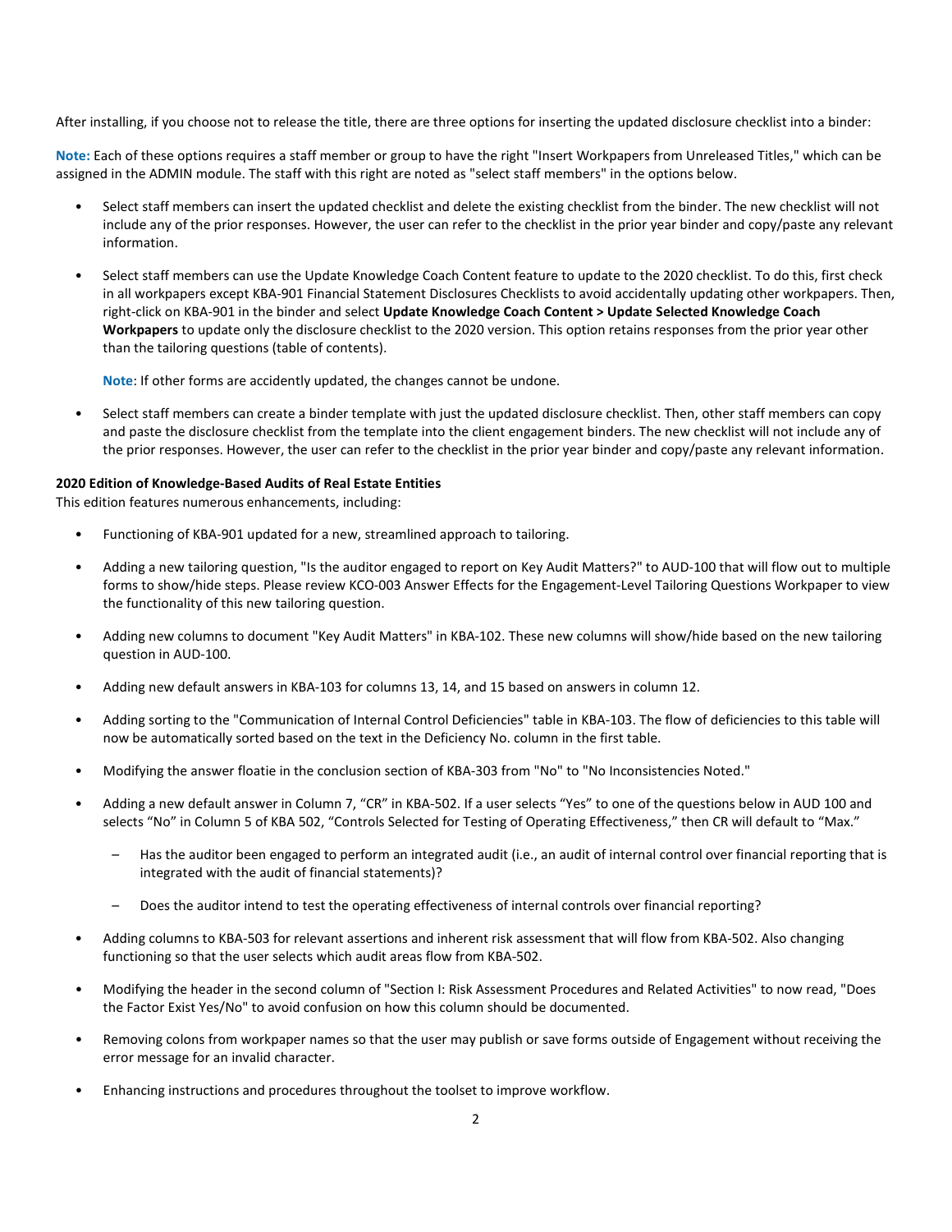After installing, if you choose not to release the title, there are three options for inserting the updated disclosure checklist into a binder:

**Note:** Each of these options requires a staff member or group to have the right "Insert Workpapers from Unreleased Titles," which can be assigned in the ADMIN module. The staff with this right are noted as "select staff members" in the options below.

- Select staff members can insert the updated checklist and delete the existing checklist from the binder. The new checklist will not include any of the prior responses. However, the user can refer to the checklist in the prior year binder and copy/paste any relevant information.
- Select staff members can use the Update Knowledge Coach Content feature to update to the 2020 checklist. To do this, first check in all workpapers except KBA-901 Financial Statement Disclosures Checklists to avoid accidentally updating other workpapers. Then, right-click on KBA-901 in the binder and select **Update Knowledge Coach Content > Update Selected Knowledge Coach Workpapers** to update only the disclosure checklist to the 2020 version. This option retains responses from the prior year other than the tailoring questions (table of contents).

  **Note**: If other forms are accidently updated, the changes cannot be undone.

- Select staff members can create a binder template with just the updated disclosure checklist. Then, other staff members can copy and paste the disclosure checklist from the template into the client engagement binders. The new checklist will not include any of the prior responses. However, the user can refer to the checklist in the prior year binder and copy/paste any relevant information.

**2020 Edition of Knowledge-Based Audits of Real Estate Entities**

This edition features numerous enhancements, including:

- Functioning of KBA-901 updated for a new, streamlined approach to tailoring.
- Adding a new tailoring question, "Is the auditor engaged to report on Key Audit Matters?" to AUD-100 that will flow out to multiple forms to show/hide steps. Please review KCO-003 Answer Effects for the Engagement-Level Tailoring Questions Workpaper to view the functionality of this new tailoring question.
- Adding new columns to document "Key Audit Matters" in KBA-102. These new columns will show/hide based on the new tailoring question in AUD-100.
- Adding new default answers in KBA-103 for columns 13, 14, and 15 based on answers in column 12.
- Adding sorting to the "Communication of Internal Control Deficiencies" table in KBA-103. The flow of deficiencies to this table will now be automatically sorted based on the text in the Deficiency No. column in the first table.
- Modifying the answer floatie in the conclusion section of KBA-303 from "No" to "No Inconsistencies Noted."
- Adding a new default answer in Column 7, "CR" in KBA-502. If a user selects "Yes" to one of the questions below in AUD 100 and selects "No" in Column 5 of KBA 502, "Controls Selected for Testing of Operating Effectiveness," then CR will default to "Max."
  - Has the auditor been engaged to perform an integrated audit (i.e., an audit of internal control over financial reporting that is integrated with the audit of financial statements)?
  - Does the auditor intend to test the operating effectiveness of internal controls over financial reporting?
- Adding columns to KBA-503 for relevant assertions and inherent risk assessment that will flow from KBA-502. Also changing functioning so that the user selects which audit areas flow from KBA-502.
- Modifying the header in the second column of "Section I: Risk Assessment Procedures and Related Activities" to now read, "Does the Factor Exist Yes/No" to avoid confusion on how this column should be documented.
- Removing colons from workpaper names so that the user may publish or save forms outside of Engagement without receiving the error message for an invalid character.
- Enhancing instructions and procedures throughout the toolset to improve workflow.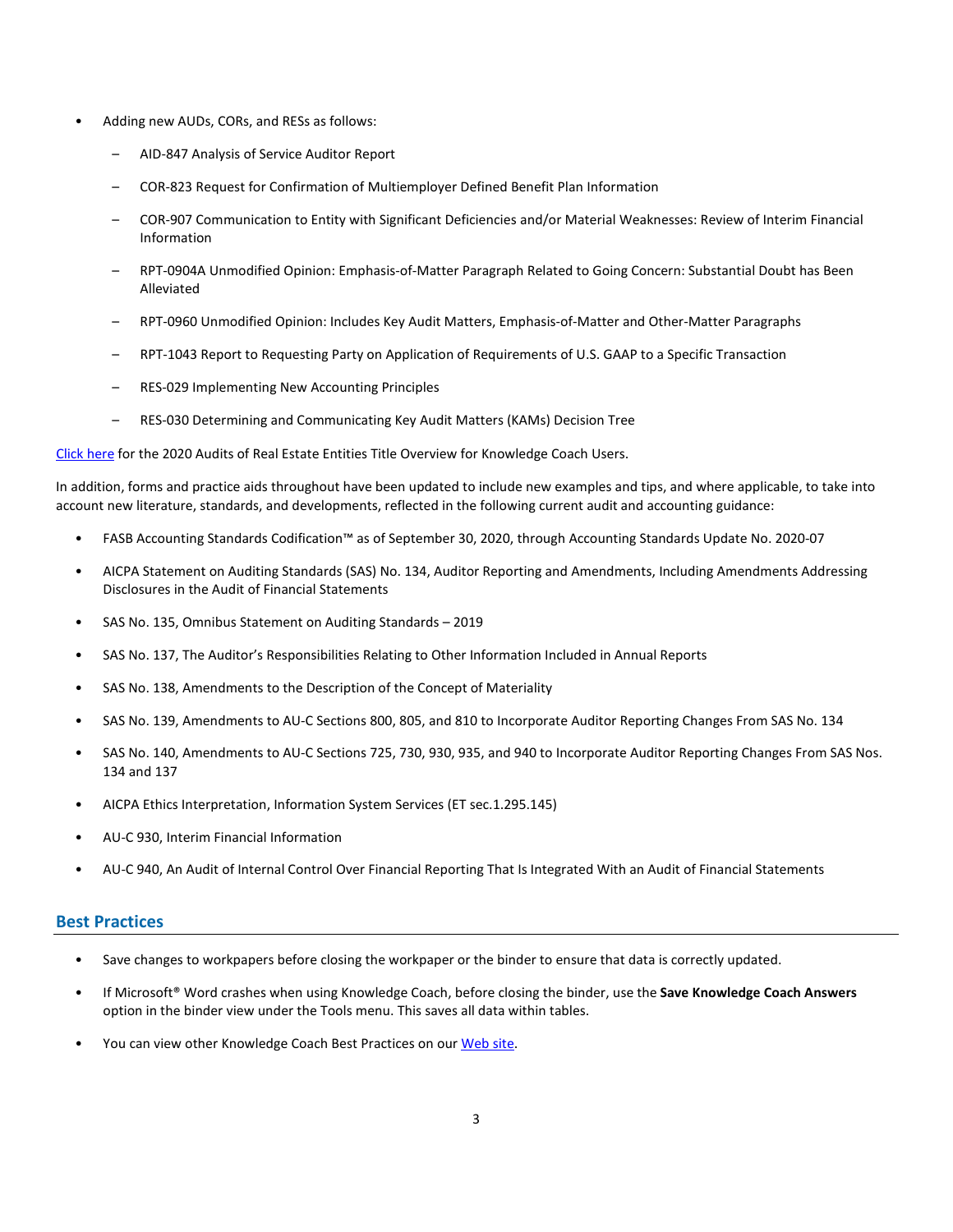- Adding new AUDs, CORs, and RESs as follows:
  - AID-847 Analysis of Service Auditor Report
  - COR-823 Request for Confirmation of Multiemployer Defined Benefit Plan Information
  - COR-907 Communication to Entity with Significant Deficiencies and/or Material Weaknesses: Review of Interim Financial Information
  - RPT-0904A Unmodified Opinion: Emphasis-of-Matter Paragraph Related to Going Concern: Substantial Doubt has Been Alleviated
  - RPT-0960 Unmodified Opinion: Includes Key Audit Matters, Emphasis-of-Matter and Other-Matter Paragraphs
  - RPT-1043 Report to Requesting Party on Application of Requirements of U.S. GAAP to a Specific Transaction
  - RES-029 Implementing New Accounting Principles
  - RES-030 Determining and Communicating Key Audit Matters (KAMs) Decision Tree

Click here for the 2020 Audits of Real Estate Entities Title Overview for Knowledge Coach Users.

In addition, forms and practice aids throughout have been updated to include new examples and tips, and where applicable, to take into account new literature, standards, and developments, reflected in the following current audit and accounting guidance:

- FASB Accounting Standards Codification™ as of September 30, 2020, through Accounting Standards Update No. 2020-07
- AICPA Statement on Auditing Standards (SAS) No. 134, Auditor Reporting and Amendments, Including Amendments Addressing Disclosures in the Audit of Financial Statements
- SAS No. 135, Omnibus Statement on Auditing Standards – 2019
- SAS No. 137, The Auditor's Responsibilities Relating to Other Information Included in Annual Reports
- SAS No. 138, Amendments to the Description of the Concept of Materiality
- SAS No. 139, Amendments to AU-C Sections 800, 805, and 810 to Incorporate Auditor Reporting Changes From SAS No. 134
- SAS No. 140, Amendments to AU-C Sections 725, 730, 930, 935, and 940 to Incorporate Auditor Reporting Changes From SAS Nos. 134 and 137
- AICPA Ethics Interpretation, Information System Services (ET sec.1.295.145)
- AU-C 930, Interim Financial Information
- AU-C 940, An Audit of Internal Control Over Financial Reporting That Is Integrated With an Audit of Financial Statements

## Best Practices

- Save changes to workpapers before closing the workpaper or the binder to ensure that data is correctly updated.
- If Microsoft® Word crashes when using Knowledge Coach, before closing the binder, use the **Save Knowledge Coach Answers** option in the binder view under the Tools menu. This saves all data within tables.
- You can view other Knowledge Coach Best Practices on our Web site.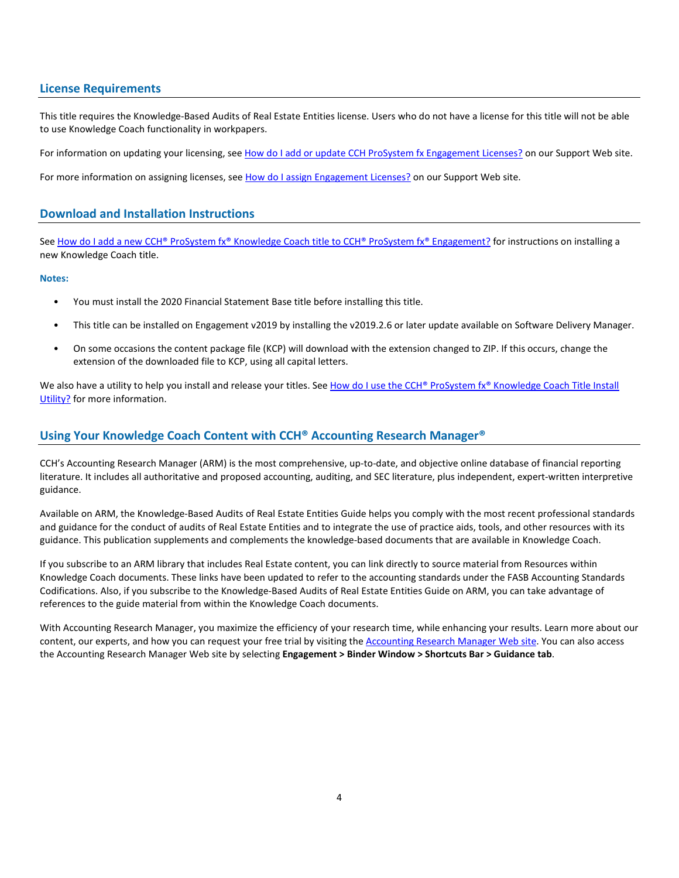## License Requirements

This title requires the Knowledge-Based Audits of Real Estate Entities license. Users who do not have a license for this title will not be able to use Knowledge Coach functionality in workpapers.

For information on updating your licensing, see How do I add or update CCH ProSystem fx Engagement Licenses? on our Support Web site.

For more information on assigning licenses, see How do I assign Engagement Licenses? on our Support Web site.

## Download and Installation Instructions

See How do I add a new CCH® ProSystem fx® Knowledge Coach title to CCH® ProSystem fx® Engagement? for instructions on installing a new Knowledge Coach title.

**Notes:**

- You must install the 2020 Financial Statement Base title before installing this title.
- This title can be installed on Engagement v2019 by installing the v2019.2.6 or later update available on Software Delivery Manager.
- On some occasions the content package file (KCP) will download with the extension changed to ZIP. If this occurs, change the extension of the downloaded file to KCP, using all capital letters.

We also have a utility to help you install and release your titles. See How do I use the CCH® ProSystem fx® Knowledge Coach Title Install Utility? for more information.

## Using Your Knowledge Coach Content with CCH® Accounting Research Manager®

CCH's Accounting Research Manager (ARM) is the most comprehensive, up-to-date, and objective online database of financial reporting literature. It includes all authoritative and proposed accounting, auditing, and SEC literature, plus independent, expert-written interpretive guidance.

Available on ARM, the Knowledge-Based Audits of Real Estate Entities Guide helps you comply with the most recent professional standards and guidance for the conduct of audits of Real Estate Entities and to integrate the use of practice aids, tools, and other resources with its guidance. This publication supplements and complements the knowledge-based documents that are available in Knowledge Coach.

If you subscribe to an ARM library that includes Real Estate content, you can link directly to source material from Resources within Knowledge Coach documents. These links have been updated to refer to the accounting standards under the FASB Accounting Standards Codifications. Also, if you subscribe to the Knowledge-Based Audits of Real Estate Entities Guide on ARM, you can take advantage of references to the guide material from within the Knowledge Coach documents.

With Accounting Research Manager, you maximize the efficiency of your research time, while enhancing your results. Learn more about our content, our experts, and how you can request your free trial by visiting the Accounting Research Manager Web site. You can also access the Accounting Research Manager Web site by selecting **Engagement > Binder Window > Shortcuts Bar > Guidance tab**.